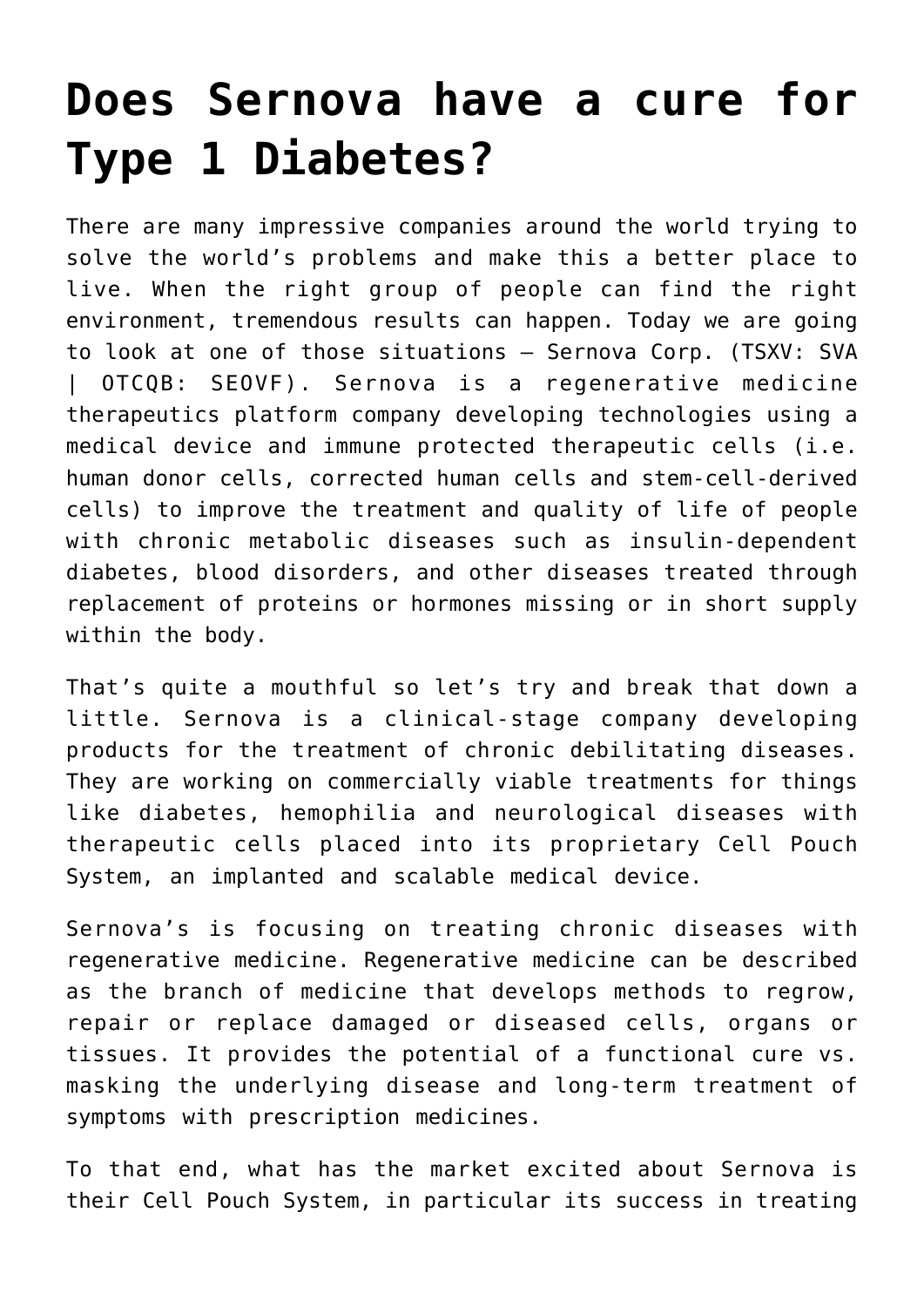# Does Sernova have a cure for Type 1 Diabetes?

There are many impressive companies around the world trying to solve the world's problems and make this a better place to live. When the right group of people can find the right environment, tremendous results can happen. Today we are going to look at one of those situations – Sernova Corp. (TSXV: SVA | OTCQB: SEOVF). Sernova is a regenerative medicine therapeutics platform company developing technologies using a medical device and immune protected therapeutic cells (i.e. human donor cells, corrected human cells and stem-cell-derived cells) to improve the treatment and quality of life of people with chronic metabolic diseases such as insulin-dependent diabetes, blood disorders, and other diseases treated through replacement of proteins or hormones missing or in short supply within the body.

That's quite a mouthful so let's try and break that down a little. Sernova is a clinical-stage company developing products for the treatment of chronic debilitating diseases. They are working on commercially viable treatments for things like diabetes, hemophilia and neurological diseases with therapeutic cells placed into its proprietary Cell Pouch System, an implanted and scalable medical device.

Sernova's is focusing on treating chronic diseases with regenerative medicine. Regenerative medicine can be described as the branch of medicine that develops methods to regrow, repair or replace damaged or diseased cells, organs or tissues. It provides the potential of a functional cure vs. masking the underlying disease and long-term treatment of symptoms with prescription medicines.

To that end, what has the market excited about Sernova is their Cell Pouch System, in particular its success in treating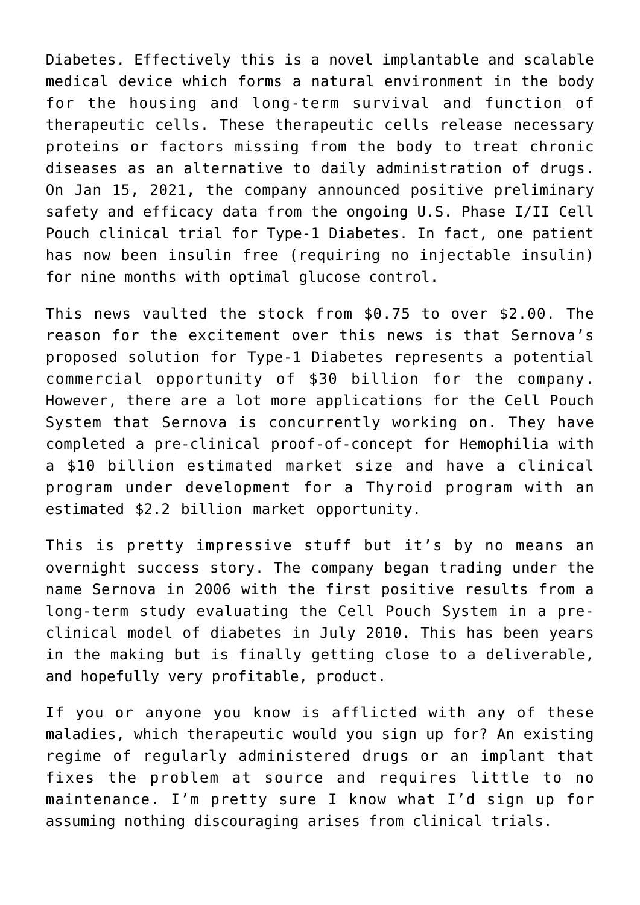Diabetes. Effectively this is a novel implantable and scalable medical device which forms a natural environment in the body for the housing and long-term survival and function of therapeutic cells. These therapeutic cells release necessary proteins or factors missing from the body to treat chronic diseases as an alternative to daily administration of drugs. On Jan 15, 2021, the company announced positive preliminary safety and efficacy data from the ongoing U.S. Phase I/II Cell Pouch clinical trial for Type-1 Diabetes. In fact, one patient has now been insulin free (requiring no injectable insulin) for nine months with optimal glucose control.

This news vaulted the stock from $0.75 to over $2.00. The reason for the excitement over this news is that Sernova's proposed solution for Type-1 Diabetes represents a potential commercial opportunity of $30 billion for the company. However, there are a lot more applications for the Cell Pouch System that Sernova is concurrently working on. They have completed a pre-clinical proof-of-concept for Hemophilia with a $10 billion estimated market size and have a clinical program under development for a Thyroid program with an estimated $2.2 billion market opportunity.

This is pretty impressive stuff but it's by no means an overnight success story. The company began trading under the name Sernova in 2006 with the first positive results from a long-term study evaluating the Cell Pouch System in a pre-clinical model of diabetes in July 2010. This has been years in the making but is finally getting close to a deliverable, and hopefully very profitable, product.

If you or anyone you know is afflicted with any of these maladies, which therapeutic would you sign up for? An existing regime of regularly administered drugs or an implant that fixes the problem at source and requires little to no maintenance. I'm pretty sure I know what I'd sign up for assuming nothing discouraging arises from clinical trials.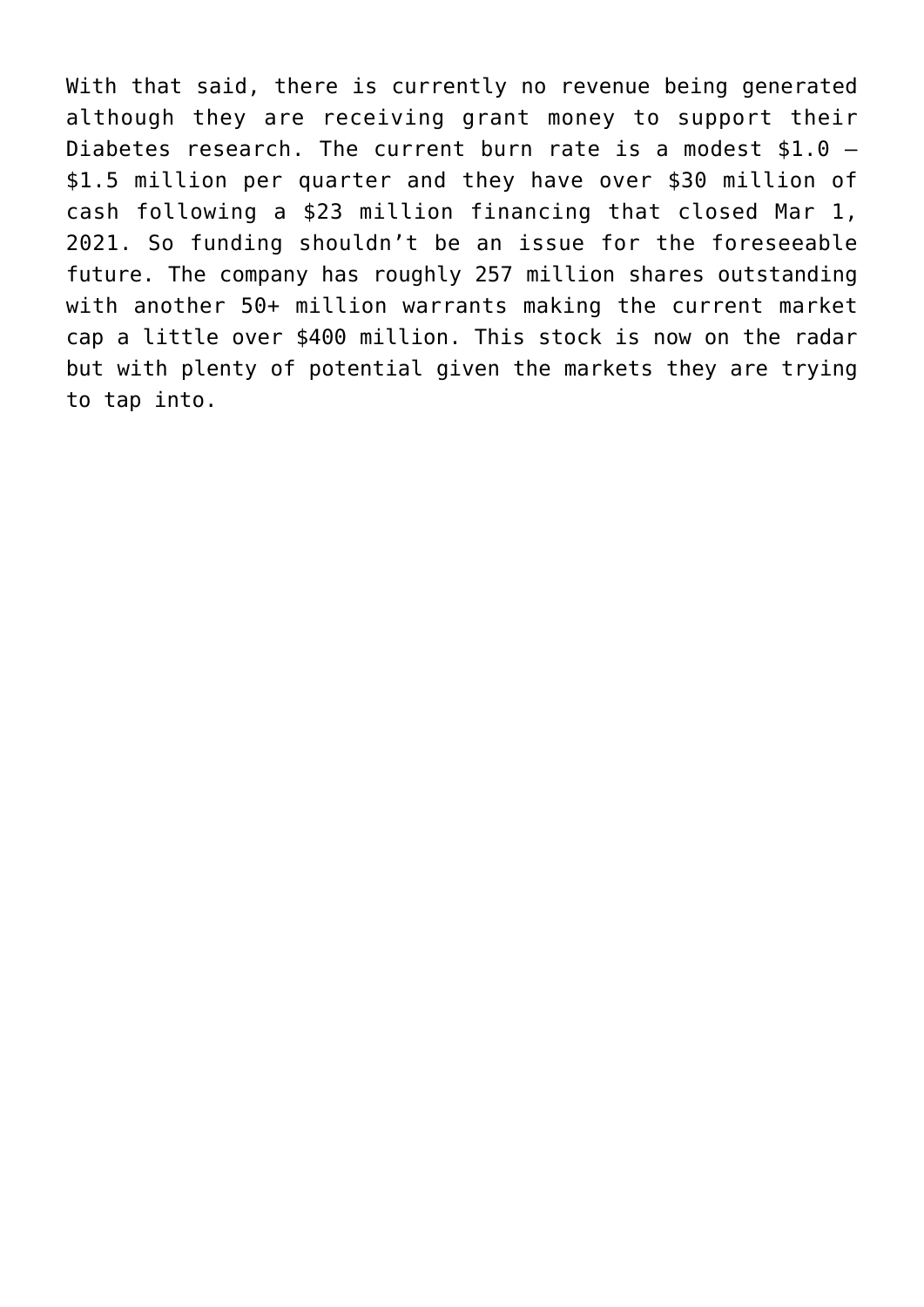With that said, there is currently no revenue being generated although they are receiving grant money to support their Diabetes research. The current burn rate is a modest $1.0 – $1.5 million per quarter and they have over $30 million of cash following a $23 million financing that closed Mar 1, 2021. So funding shouldn't be an issue for the foreseeable future. The company has roughly 257 million shares outstanding with another 50+ million warrants making the current market cap a little over $400 million. This stock is now on the radar but with plenty of potential given the markets they are trying to tap into.